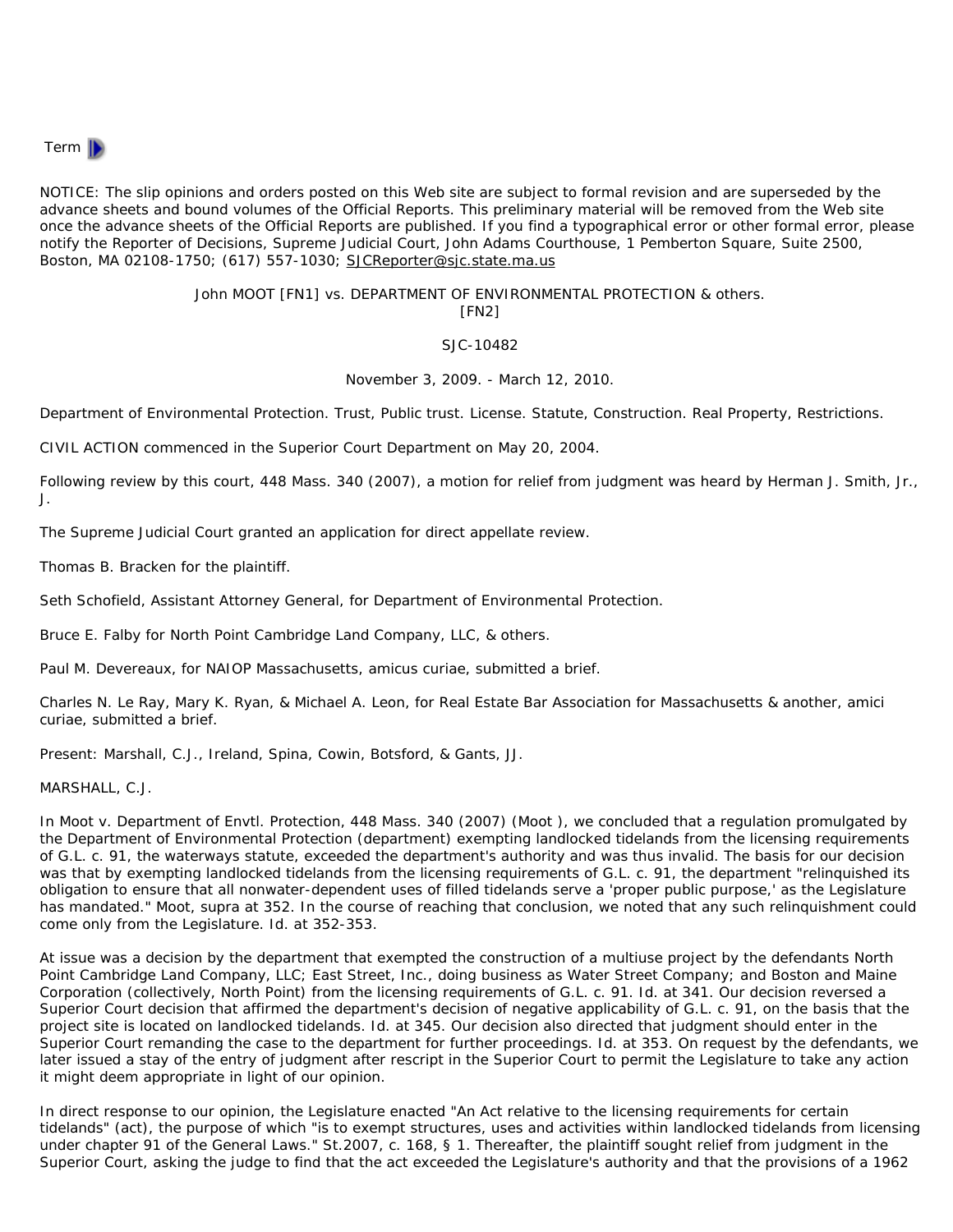Term

NOTICE: The slip opinions and orders posted on this Web site are subject to formal revision and are superseded by the advance sheets and bound volumes of the Official Reports. This preliminary material will be removed from the Web site once the advance sheets of the Official Reports are published. If you find a typographical error or other formal error, please notify the Reporter of Decisions, Supreme Judicial Court, John Adams Courthouse, 1 Pemberton Square, Suite 2500, Boston, MA 02108-1750; (617) 557-1030; SJCReporter@sjc.state.ma.us

John MOOT [FN1] vs. DEPARTMENT OF ENVIRONMENTAL PROTECTION & others. [FN2]

SJC-10482

November 3, 2009. - March 12, 2010.

Department of Environmental Protection. Trust, Public trust. License. Statute, Construction. Real Property, Restrictions.

CIVIL ACTION commenced in the Superior Court Department on May 20, 2004.

Following review by this court, 448 Mass. 340 (2007), a motion for relief from judgment was heard by Herman J. Smith, Jr., J.

The Supreme Judicial Court granted an application for direct appellate review.

Thomas B. Bracken for the plaintiff.

Seth Schofield, Assistant Attorney General, for Department of Environmental Protection.

Bruce E. Falby for North Point Cambridge Land Company, LLC, & others.

Paul M. Devereaux, for NAIOP Massachusetts, amicus curiae, submitted a brief.

Charles N. Le Ray, Mary K. Ryan, & Michael A. Leon, for Real Estate Bar Association for Massachusetts & another, amici curiae, submitted a brief.

Present: Marshall, C.J., Ireland, Spina, Cowin, Botsford, & Gants, JJ.

MARSHALL, C.J.

In Moot v. Department of Envtl. Protection, 448 Mass. 340 (2007) (Moot ), we concluded that a regulation promulgated by the Department of Environmental Protection (department) exempting landlocked tidelands from the licensing requirements of G.L. c. 91, the waterways statute, exceeded the department's authority and was thus invalid. The basis for our decision was that by exempting landlocked tidelands from the licensing requirements of G.L. c. 91, the department "relinquished its obligation to ensure that all nonwater-dependent uses of filled tidelands serve a 'proper public purpose,' as the Legislature has mandated." Moot, supra at 352. In the course of reaching that conclusion, we noted that any such relinquishment could come only from the Legislature. Id. at 352-353.

At issue was a decision by the department that exempted the construction of a multiuse project by the defendants North Point Cambridge Land Company, LLC; East Street, Inc., doing business as Water Street Company; and Boston and Maine Corporation (collectively, North Point) from the licensing requirements of G.L. c. 91. Id. at 341. Our decision reversed a Superior Court decision that affirmed the department's decision of negative applicability of G.L. c. 91, on the basis that the project site is located on landlocked tidelands. Id. at 345. Our decision also directed that judgment should enter in the Superior Court remanding the case to the department for further proceedings. Id. at 353. On request by the defendants, we later issued a stay of the entry of judgment after rescript in the Superior Court to permit the Legislature to take any action it might deem appropriate in light of our opinion.

In direct response to our opinion, the Legislature enacted "An Act relative to the licensing requirements for certain tidelands" (act), the purpose of which "is to exempt structures, uses and activities within landlocked tidelands from licensing under chapter 91 of the General Laws." St.2007, c. 168, § 1. Thereafter, the plaintiff sought relief from judgment in the Superior Court, asking the judge to find that the act exceeded the Legislature's authority and that the provisions of a 1962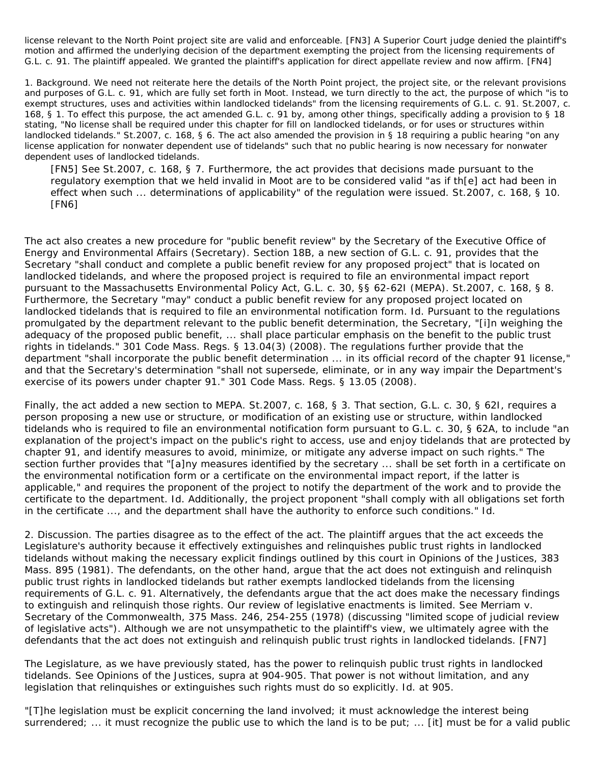license relevant to the North Point project site are valid and enforceable. [FN3] A Superior Court judge denied the plaintiff's motion and affirmed the underlying decision of the department exempting the project from the licensing requirements of G.L. c. 91. The plaintiff appealed. We granted the plaintiff's application for direct appellate review and now affirm. [FN4]

1. Background. We need not reiterate here the details of the North Point project, the project site, or the relevant provisions and purposes of G.L. c. 91, which are fully set forth in Moot. Instead, we turn directly to the act, the purpose of which "is to exempt structures, uses and activities within landlocked tidelands" from the licensing requirements of G.L. c. 91. St.2007, c. 168, § 1. To effect this purpose, the act amended G.L. c. 91 by, among other things, specifically adding a provision to § 18 stating, "No license shall be required under this chapter for fill on landlocked tidelands, or for uses or structures within landlocked tidelands." St.2007, c. 168, § 6. The act also amended the provision in § 18 requiring a public hearing "on any license application for nonwater dependent use of tidelands" such that no public hearing is now necessary for nonwater dependent uses of landlocked tidelands.

> [FN5] See St.2007, c. 168, § 7. Furthermore, the act provides that decisions made pursuant to the regulatory exemption that we held invalid in Moot are to be considered valid "as if th[e] act had been in effect when such ... determinations of applicability" of the regulation were issued. St.2007, c. 168, § 10. [FN6]

The act also creates a new procedure for "public benefit review" by the Secretary of the Executive Office of Energy and Environmental Affairs (Secretary). Section 18B, a new section of G.L. c. 91, provides that the Secretary "shall conduct and complete a public benefit review for any proposed project" that is located on landlocked tidelands, and where the proposed project is required to file an environmental impact report pursuant to the Massachusetts Environmental Policy Act, G.L. c. 30, §§ 62-62I (MEPA). St.2007, c. 168, § 8. Furthermore, the Secretary "may" conduct a public benefit review for any proposed project located on landlocked tidelands that is required to file an environmental notification form. Id. Pursuant to the regulations promulgated by the department relevant to the public benefit determination, the Secretary, "[i]n weighing the adequacy of the proposed public benefit, ... shall place particular emphasis on the benefit to the public trust rights in tidelands." 301 Code Mass. Regs. § 13.04(3) (2008). The regulations further provide that the department "shall incorporate the public benefit determination ... in its official record of the chapter 91 license," and that the Secretary's determination "shall not supersede, eliminate, or in any way impair the Department's exercise of its powers under chapter 91." 301 Code Mass. Regs. § 13.05 (2008).

Finally, the act added a new section to MEPA. St.2007, c. 168, § 3. That section, G.L. c. 30, § 62I, requires a person proposing a new use or structure, or modification of an existing use or structure, within landlocked tidelands who is required to file an environmental notification form pursuant to G.L. c. 30, § 62A, to include "an explanation of the project's impact on the public's right to access, use and enjoy tidelands that are protected by chapter 91, and identify measures to avoid, minimize, or mitigate any adverse impact on such rights." The section further provides that "[a]ny measures identified by the secretary ... shall be set forth in a certificate on the environmental notification form or a certificate on the environmental impact report, if the latter is applicable," and requires the proponent of the project to notify the department of the work and to provide the certificate to the department. Id. Additionally, the project proponent "shall comply with all obligations set forth in the certificate ..., and the department shall have the authority to enforce such conditions." Id.

2. Discussion. The parties disagree as to the effect of the act. The plaintiff argues that the act exceeds the Legislature's authority because it effectively extinguishes and relinquishes public trust rights in landlocked tidelands without making the necessary explicit findings outlined by this court in Opinions of the Justices, 383 Mass. 895 (1981). The defendants, on the other hand, argue that the act does not extinguish and relinquish public trust rights in landlocked tidelands but rather exempts landlocked tidelands from the licensing requirements of G.L. c. 91. Alternatively, the defendants argue that the act does make the necessary findings to extinguish and relinquish those rights. Our review of legislative enactments is limited. See Merriam v. Secretary of the Commonwealth, 375 Mass. 246, 254-255 (1978) (discussing "limited scope of judicial review of legislative acts"). Although we are not unsympathetic to the plaintiff's view, we ultimately agree with the defendants that the act does not extinguish and relinquish public trust rights in landlocked tidelands. [FN7]

The Legislature, as we have previously stated, has the power to relinquish public trust rights in landlocked tidelands. See Opinions of the Justices, supra at 904-905. That power is not without limitation, and any legislation that relinquishes or extinguishes such rights must do so explicitly. Id. at 905.

"[T]he legislation must be explicit concerning the land involved; it must acknowledge the interest being surrendered; ... it must recognize the public use to which the land is to be put; ... [it] must be for a valid public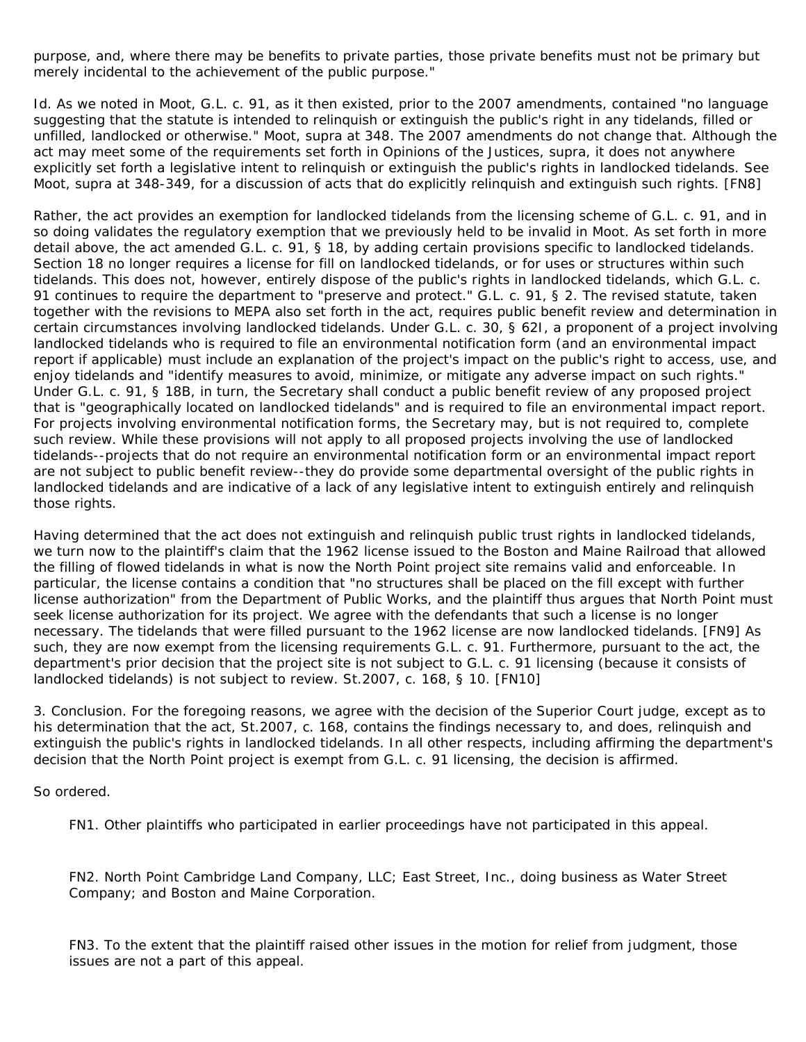purpose, and, where there may be benefits to private parties, those private benefits must not be primary but merely incidental to the achievement of the public purpose."

Id. As we noted in Moot, G.L. c. 91, as it then existed, prior to the 2007 amendments, contained "no language suggesting that the statute is intended to relinquish or extinguish the public's right in any tidelands, filled or unfilled, landlocked or otherwise." Moot, supra at 348. The 2007 amendments do not change that. Although the act may meet some of the requirements set forth in Opinions of the Justices, supra, it does not anywhere explicitly set forth a legislative intent to relinquish or extinguish the public's rights in landlocked tidelands. See Moot, supra at 348-349, for a discussion of acts that do explicitly relinquish and extinguish such rights. [FN8]

Rather, the act provides an exemption for landlocked tidelands from the licensing scheme of G.L. c. 91, and in so doing validates the regulatory exemption that we previously held to be invalid in Moot. As set forth in more detail above, the act amended G.L. c. 91, § 18, by adding certain provisions specific to landlocked tidelands. Section 18 no longer requires a license for fill on landlocked tidelands, or for uses or structures within such tidelands. This does not, however, entirely dispose of the public's rights in landlocked tidelands, which G.L. c. 91 continues to require the department to "preserve and protect." G.L. c. 91, § 2. The revised statute, taken together with the revisions to MEPA also set forth in the act, requires public benefit review and determination in certain circumstances involving landlocked tidelands. Under G.L. c. 30, § 62I, a proponent of a project involving landlocked tidelands who is required to file an environmental notification form (and an environmental impact report if applicable) must include an explanation of the project's impact on the public's right to access, use, and enjoy tidelands and "identify measures to avoid, minimize, or mitigate any adverse impact on such rights." Under G.L. c. 91, § 18B, in turn, the Secretary shall conduct a public benefit review of any proposed project that is "geographically located on landlocked tidelands" and is required to file an environmental impact report. For projects involving environmental notification forms, the Secretary may, but is not required to, complete such review. While these provisions will not apply to all proposed projects involving the use of landlocked tidelands--projects that do not require an environmental notification form or an environmental impact report are not subject to public benefit review--they do provide some departmental oversight of the public rights in landlocked tidelands and are indicative of a lack of any legislative intent to extinguish entirely and relinquish those rights.

Having determined that the act does not extinguish and relinquish public trust rights in landlocked tidelands, we turn now to the plaintiff's claim that the 1962 license issued to the Boston and Maine Railroad that allowed the filling of flowed tidelands in what is now the North Point project site remains valid and enforceable. In particular, the license contains a condition that "no structures shall be placed on the fill except with further license authorization" from the Department of Public Works, and the plaintiff thus argues that North Point must seek license authorization for its project. We agree with the defendants that such a license is no longer necessary. The tidelands that were filled pursuant to the 1962 license are now landlocked tidelands. [FN9] As such, they are now exempt from the licensing requirements G.L. c. 91. Furthermore, pursuant to the act, the department's prior decision that the project site is not subject to G.L. c. 91 licensing (because it consists of landlocked tidelands) is not subject to review. St.2007, c. 168, § 10. [FN10]

3. Conclusion. For the foregoing reasons, we agree with the decision of the Superior Court judge, except as to his determination that the act, St.2007, c. 168, contains the findings necessary to, and does, relinquish and extinguish the public's rights in landlocked tidelands. In all other respects, including affirming the department's decision that the North Point project is exempt from G.L. c. 91 licensing, the decision is affirmed.

So ordered.

FN1. Other plaintiffs who participated in earlier proceedings have not participated in this appeal.

FN2. North Point Cambridge Land Company, LLC; East Street, Inc., doing business as Water Street Company; and Boston and Maine Corporation.

FN3. To the extent that the plaintiff raised other issues in the motion for relief from judgment, those issues are not a part of this appeal.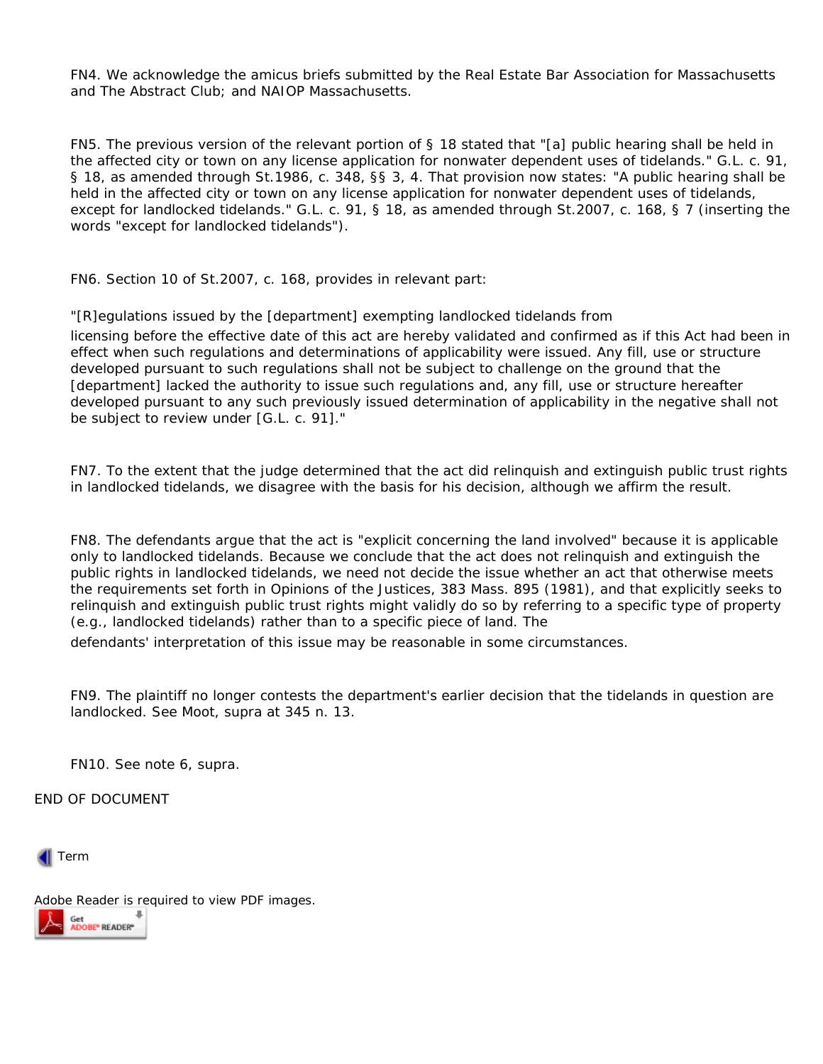FN4. We acknowledge the amicus briefs submitted by the Real Estate Bar Association for Massachusetts and The Abstract Club; and NAIOP Massachusetts.

FN5. The previous version of the relevant portion of § 18 stated that "[a] public hearing shall be held in the affected city or town on any license application for nonwater dependent uses of tidelands." G.L. c. 91, § 18, as amended through St.1986, c. 348, §§ 3, 4. That provision now states: "A public hearing shall be held in the affected city or town on any license application for nonwater dependent uses of tidelands, except for landlocked tidelands." G.L. c. 91, § 18, as amended through St.2007, c. 168, § 7 (inserting the words "except for landlocked tidelands").

FN6. Section 10 of St.2007, c. 168, provides in relevant part:

"[R]egulations issued by the [department] exempting landlocked tidelands from licensing before the effective date of this act are hereby validated and confirmed as if this Act had been in effect when such regulations and determinations of applicability were issued. Any fill, use or structure developed pursuant to such regulations shall not be subject to challenge on the ground that the [department] lacked the authority to issue such regulations and, any fill, use or structure hereafter developed pursuant to any such previously issued determination of applicability in the negative shall not be subject to review under [G.L. c. 91]."

FN7. To the extent that the judge determined that the act did relinquish and extinguish public trust rights in landlocked tidelands, we disagree with the basis for his decision, although we affirm the result.

FN8. The defendants argue that the act is "explicit concerning the land involved" because it is applicable only to landlocked tidelands. Because we conclude that the act does not relinquish and extinguish the public rights in landlocked tidelands, we need not decide the issue whether an act that otherwise meets the requirements set forth in Opinions of the Justices, 383 Mass. 895 (1981), and that explicitly seeks to relinquish and extinguish public trust rights might validly do so by referring to a specific type of property (e.g., landlocked tidelands) rather than to a specific piece of land. The defendants' interpretation of this issue may be reasonable in some circumstances.

FN9. The plaintiff no longer contests the department's earlier decision that the tidelands in question are landlocked. See Moot, supra at 345 n. 13.

FN10. See note 6, supra.

END OF DOCUMENT

Term

Adobe Reader is required to view PDF images.